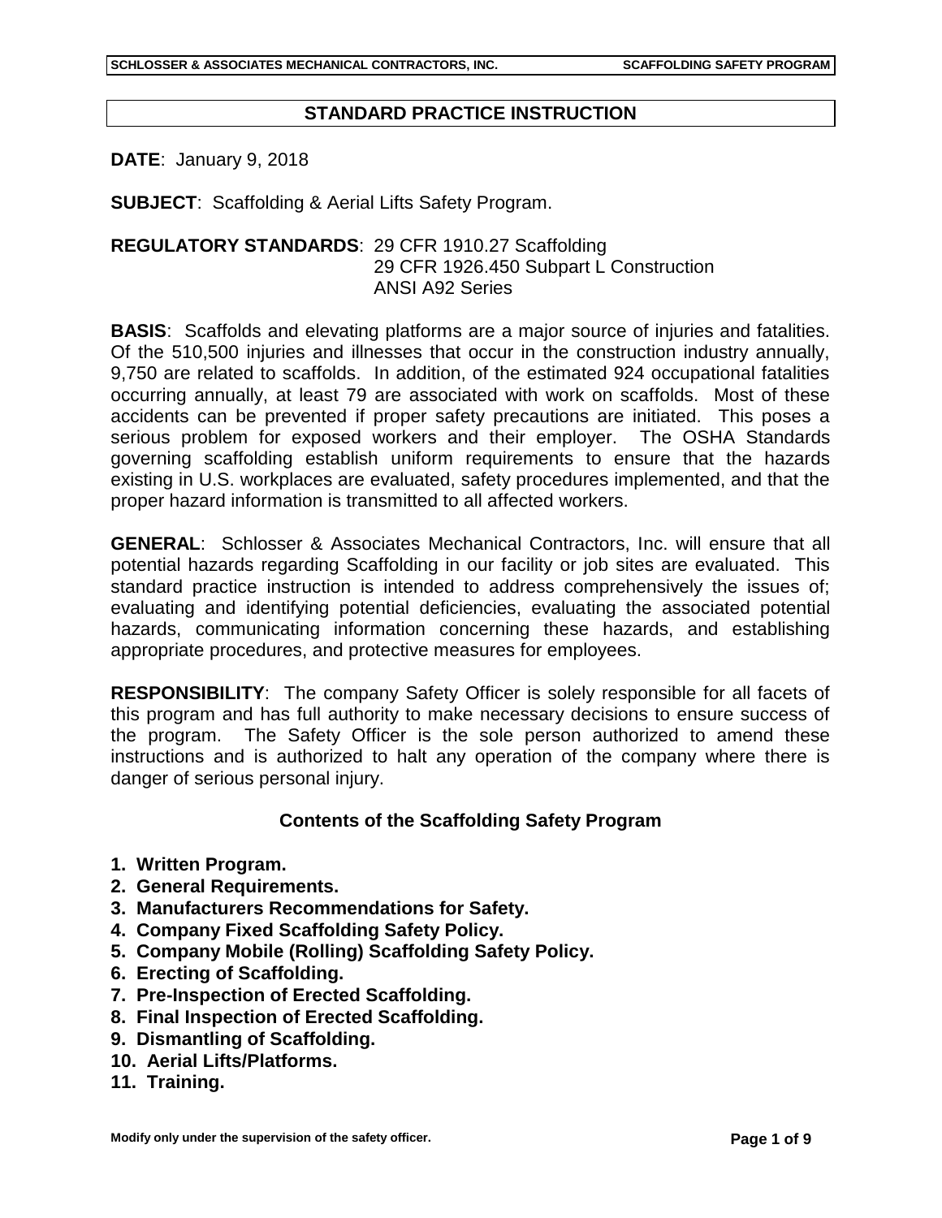# STANDARD PRACTICE INSTRUCTION

**DATE**: January 9, 2018

**SUBJECT**: Scaffolding & Aerial Lifts Safety Program.

**REGULATORY STANDARDS**: 29 CFR 1910.27 Scaffolding
29 CFR 1926.450 Subpart L Construction
ANSI A92 Series

**BASIS**: Scaffolds and elevating platforms are a major source of injuries and fatalities. Of the 510,500 injuries and illnesses that occur in the construction industry annually, 9,750 are related to scaffolds. In addition, of the estimated 924 occupational fatalities occurring annually, at least 79 are associated with work on scaffolds. Most of these accidents can be prevented if proper safety precautions are initiated. This poses a serious problem for exposed workers and their employer. The OSHA Standards governing scaffolding establish uniform requirements to ensure that the hazards existing in U.S. workplaces are evaluated, safety procedures implemented, and that the proper hazard information is transmitted to all affected workers.

**GENERAL**: Schlosser & Associates Mechanical Contractors, Inc. will ensure that all potential hazards regarding Scaffolding in our facility or job sites are evaluated. This standard practice instruction is intended to address comprehensively the issues of; evaluating and identifying potential deficiencies, evaluating the associated potential hazards, communicating information concerning these hazards, and establishing appropriate procedures, and protective measures for employees.

**RESPONSIBILITY**: The company Safety Officer is solely responsible for all facets of this program and has full authority to make necessary decisions to ensure success of the program. The Safety Officer is the sole person authorized to amend these instructions and is authorized to halt any operation of the company where there is danger of serious personal injury.

## Contents of the Scaffolding Safety Program

1. **Written Program.**
2. **General Requirements.**
3. **Manufacturers Recommendations for Safety.**
4. **Company Fixed Scaffolding Safety Policy.**
5. **Company Mobile (Rolling) Scaffolding Safety Policy.**
6. **Erecting of Scaffolding.**
7. **Pre-Inspection of Erected Scaffolding.**
8. **Final Inspection of Erected Scaffolding.**
9. **Dismantling of Scaffolding.**
10. **Aerial Lifts/Platforms.**
11. **Training.**

Modify only under the supervision of the safety officer.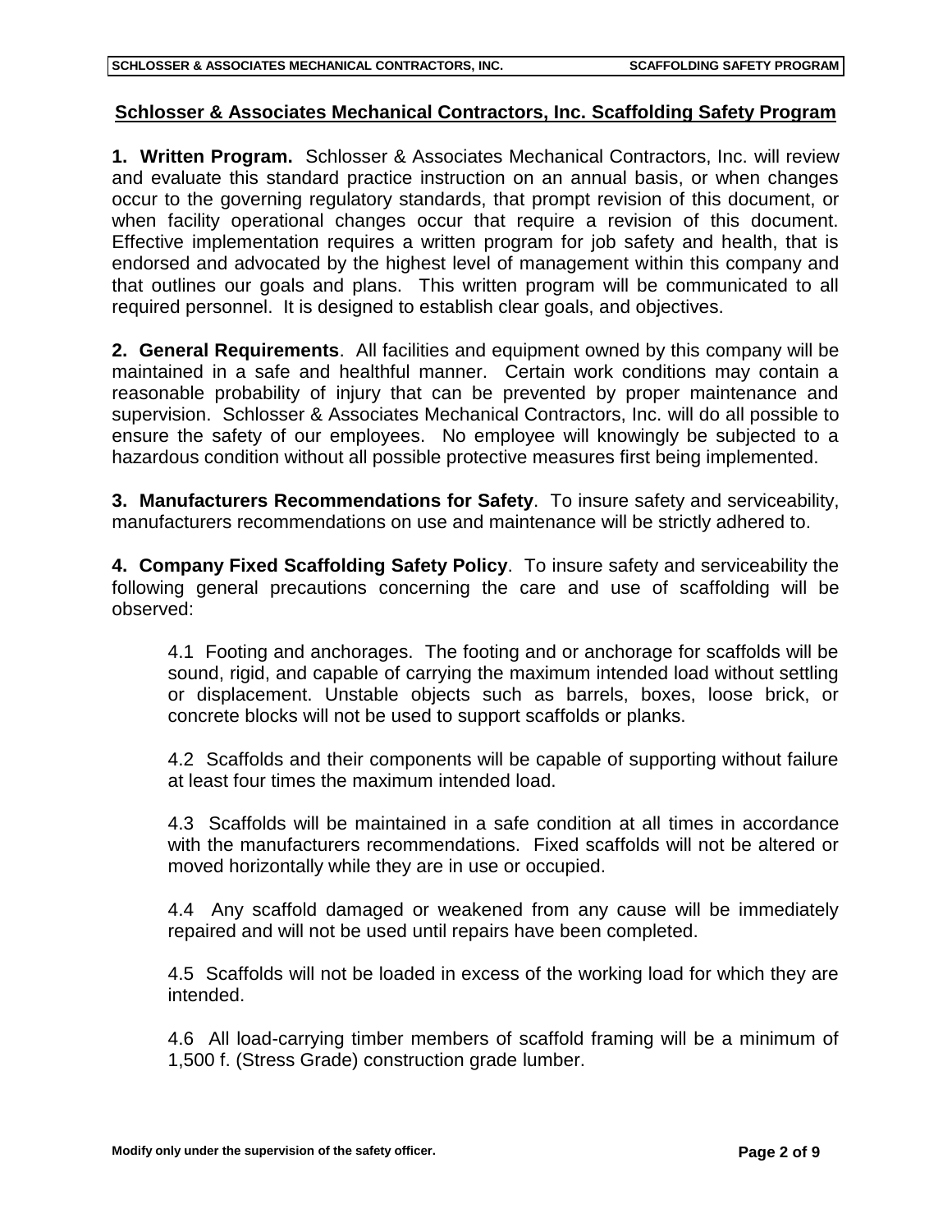## Schlosser & Associates Mechanical Contractors, Inc. Scaffolding Safety Program

**1. Written Program.** Schlosser & Associates Mechanical Contractors, Inc. will review and evaluate this standard practice instruction on an annual basis, or when changes occur to the governing regulatory standards, that prompt revision of this document, or when facility operational changes occur that require a revision of this document. Effective implementation requires a written program for job safety and health, that is endorsed and advocated by the highest level of management within this company and that outlines our goals and plans. This written program will be communicated to all required personnel. It is designed to establish clear goals, and objectives.

**2. General Requirements**. All facilities and equipment owned by this company will be maintained in a safe and healthful manner. Certain work conditions may contain a reasonable probability of injury that can be prevented by proper maintenance and supervision. Schlosser & Associates Mechanical Contractors, Inc. will do all possible to ensure the safety of our employees. No employee will knowingly be subjected to a hazardous condition without all possible protective measures first being implemented.

**3. Manufacturers Recommendations for Safety**. To insure safety and serviceability, manufacturers recommendations on use and maintenance will be strictly adhered to.

**4. Company Fixed Scaffolding Safety Policy**. To insure safety and serviceability the following general precautions concerning the care and use of scaffolding will be observed:

4.1 Footing and anchorages. The footing and or anchorage for scaffolds will be sound, rigid, and capable of carrying the maximum intended load without settling or displacement. Unstable objects such as barrels, boxes, loose brick, or concrete blocks will not be used to support scaffolds or planks.

4.2 Scaffolds and their components will be capable of supporting without failure at least four times the maximum intended load.

4.3 Scaffolds will be maintained in a safe condition at all times in accordance with the manufacturers recommendations. Fixed scaffolds will not be altered or moved horizontally while they are in use or occupied.

4.4 Any scaffold damaged or weakened from any cause will be immediately repaired and will not be used until repairs have been completed.

4.5 Scaffolds will not be loaded in excess of the working load for which they are intended.

4.6 All load-carrying timber members of scaffold framing will be a minimum of 1,500 f. (Stress Grade) construction grade lumber.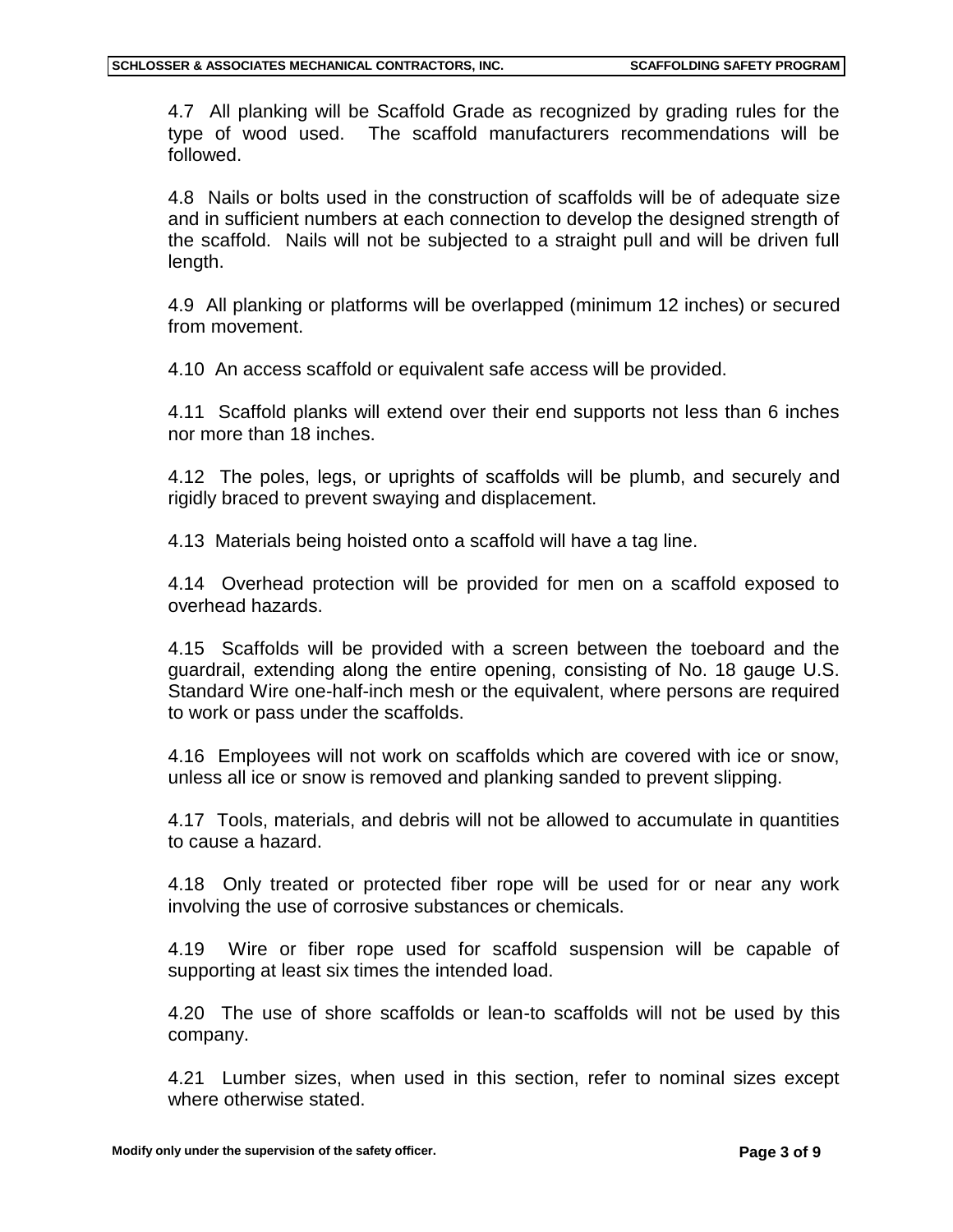4.7 All planking will be Scaffold Grade as recognized by grading rules for the type of wood used. The scaffold manufacturers recommendations will be followed.

4.8 Nails or bolts used in the construction of scaffolds will be of adequate size and in sufficient numbers at each connection to develop the designed strength of the scaffold. Nails will not be subjected to a straight pull and will be driven full length.

4.9 All planking or platforms will be overlapped (minimum 12 inches) or secured from movement.

4.10 An access scaffold or equivalent safe access will be provided.

4.11 Scaffold planks will extend over their end supports not less than 6 inches nor more than 18 inches.

4.12 The poles, legs, or uprights of scaffolds will be plumb, and securely and rigidly braced to prevent swaying and displacement.

4.13 Materials being hoisted onto a scaffold will have a tag line.

4.14 Overhead protection will be provided for men on a scaffold exposed to overhead hazards.

4.15 Scaffolds will be provided with a screen between the toeboard and the guardrail, extending along the entire opening, consisting of No. 18 gauge U.S. Standard Wire one-half-inch mesh or the equivalent, where persons are required to work or pass under the scaffolds.

4.16 Employees will not work on scaffolds which are covered with ice or snow, unless all ice or snow is removed and planking sanded to prevent slipping.

4.17 Tools, materials, and debris will not be allowed to accumulate in quantities to cause a hazard.

4.18 Only treated or protected fiber rope will be used for or near any work involving the use of corrosive substances or chemicals.

4.19 Wire or fiber rope used for scaffold suspension will be capable of supporting at least six times the intended load.

4.20 The use of shore scaffolds or lean-to scaffolds will not be used by this company.

4.21 Lumber sizes, when used in this section, refer to nominal sizes except where otherwise stated.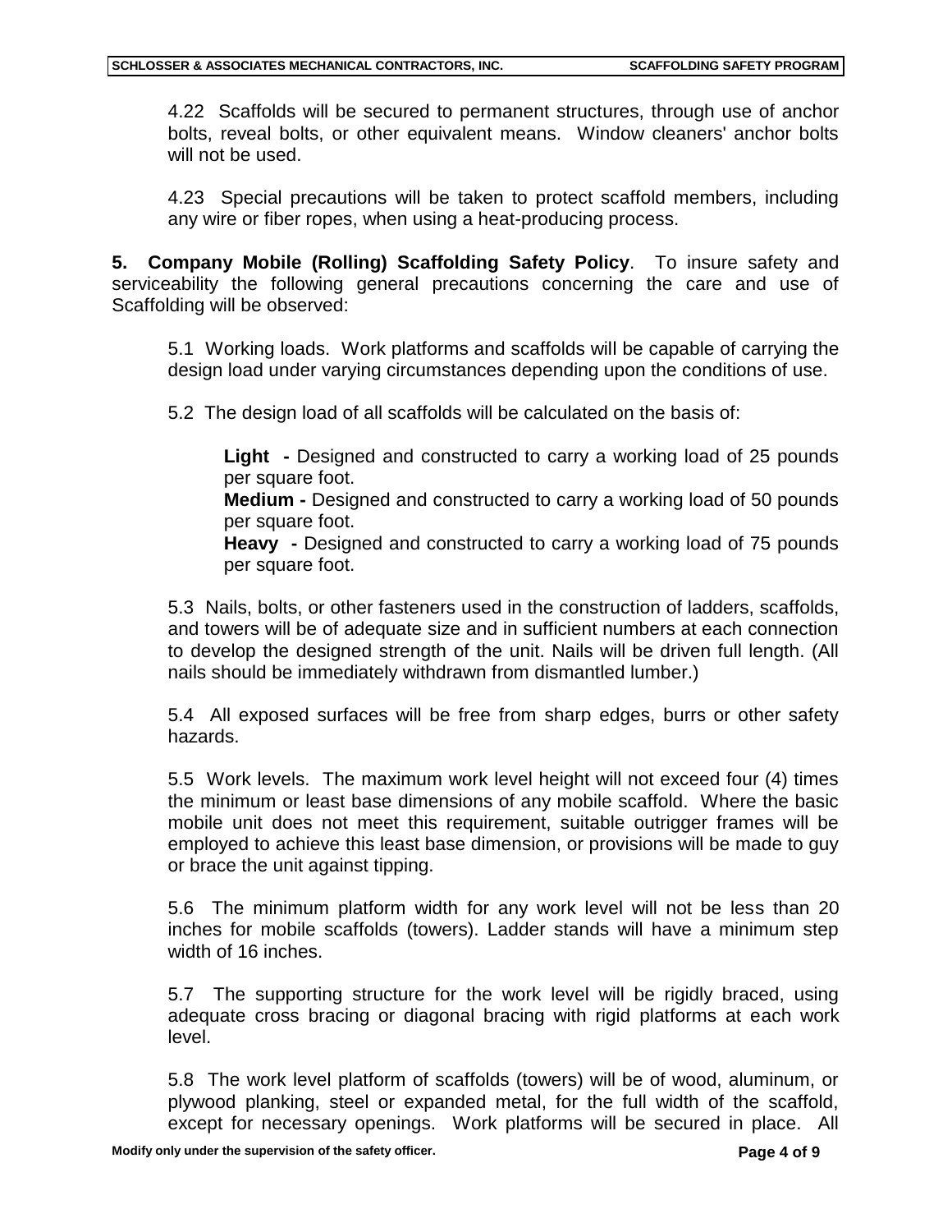4.22 Scaffolds will be secured to permanent structures, through use of anchor bolts, reveal bolts, or other equivalent means. Window cleaners' anchor bolts will not be used.

4.23 Special precautions will be taken to protect scaffold members, including any wire or fiber ropes, when using a heat-producing process.

**5. Company Mobile (Rolling) Scaffolding Safety Policy**. To insure safety and serviceability the following general precautions concerning the care and use of Scaffolding will be observed:

5.1 Working loads. Work platforms and scaffolds will be capable of carrying the design load under varying circumstances depending upon the conditions of use.

5.2 The design load of all scaffolds will be calculated on the basis of:

**Light -** Designed and constructed to carry a working load of 25 pounds per square foot.
**Medium -** Designed and constructed to carry a working load of 50 pounds per square foot.
**Heavy -** Designed and constructed to carry a working load of 75 pounds per square foot.

5.3 Nails, bolts, or other fasteners used in the construction of ladders, scaffolds, and towers will be of adequate size and in sufficient numbers at each connection to develop the designed strength of the unit. Nails will be driven full length. (All nails should be immediately withdrawn from dismantled lumber.)

5.4 All exposed surfaces will be free from sharp edges, burrs or other safety hazards.

5.5 Work levels. The maximum work level height will not exceed four (4) times the minimum or least base dimensions of any mobile scaffold. Where the basic mobile unit does not meet this requirement, suitable outrigger frames will be employed to achieve this least base dimension, or provisions will be made to guy or brace the unit against tipping.

5.6 The minimum platform width for any work level will not be less than 20 inches for mobile scaffolds (towers). Ladder stands will have a minimum step width of 16 inches.

5.7 The supporting structure for the work level will be rigidly braced, using adequate cross bracing or diagonal bracing with rigid platforms at each work level.

5.8 The work level platform of scaffolds (towers) will be of wood, aluminum, or plywood planking, steel or expanded metal, for the full width of the scaffold, except for necessary openings. Work platforms will be secured in place. All

Modify only under the supervision of the safety officer.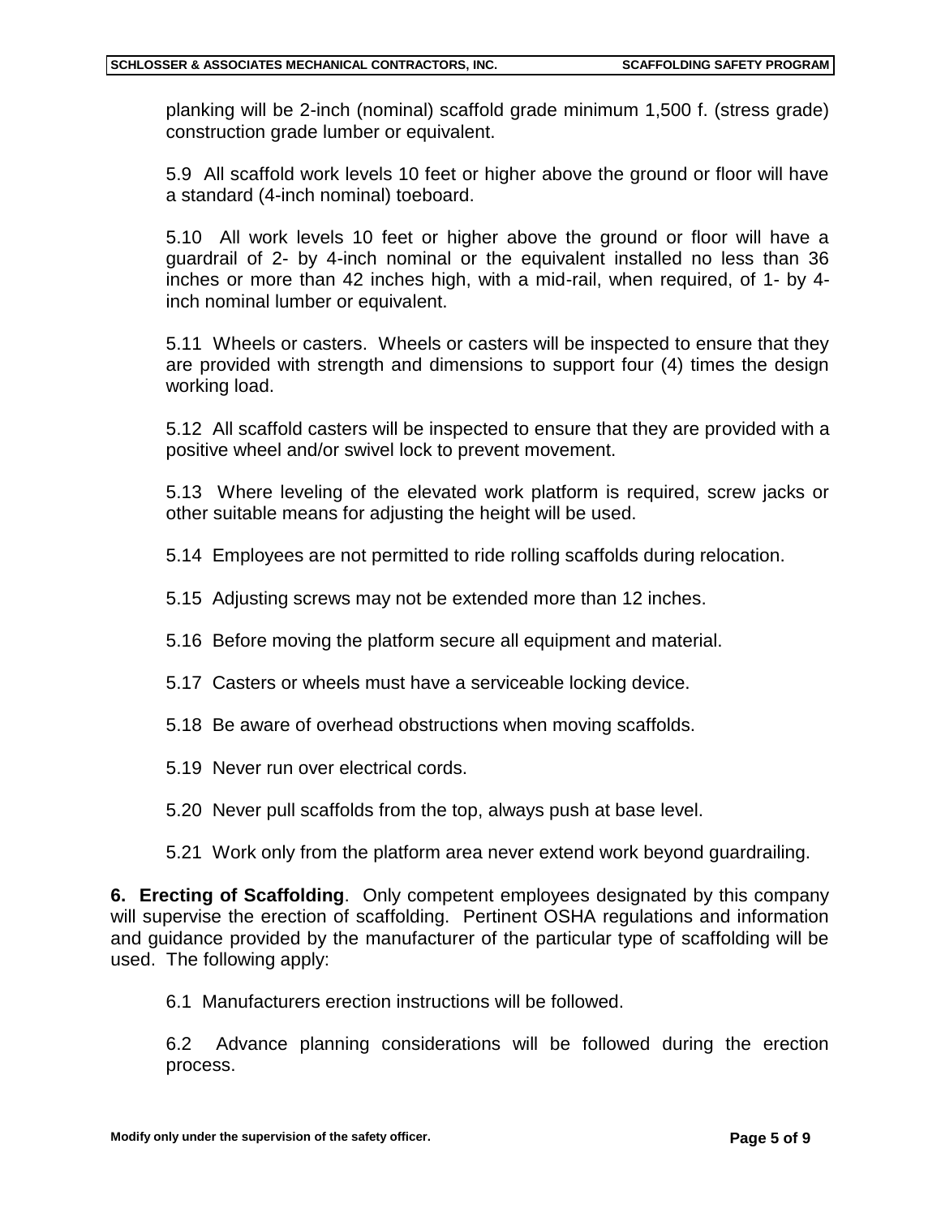planking will be 2-inch (nominal) scaffold grade minimum 1,500 f. (stress grade) construction grade lumber or equivalent.

5.9 All scaffold work levels 10 feet or higher above the ground or floor will have a standard (4-inch nominal) toeboard.

5.10 All work levels 10 feet or higher above the ground or floor will have a guardrail of 2- by 4-inch nominal or the equivalent installed no less than 36 inches or more than 42 inches high, with a mid-rail, when required, of 1- by 4-inch nominal lumber or equivalent.

5.11 Wheels or casters. Wheels or casters will be inspected to ensure that they are provided with strength and dimensions to support four (4) times the design working load.

5.12 All scaffold casters will be inspected to ensure that they are provided with a positive wheel and/or swivel lock to prevent movement.

5.13 Where leveling of the elevated work platform is required, screw jacks or other suitable means for adjusting the height will be used.

5.14 Employees are not permitted to ride rolling scaffolds during relocation.

5.15 Adjusting screws may not be extended more than 12 inches.

5.16 Before moving the platform secure all equipment and material.

5.17 Casters or wheels must have a serviceable locking device.

5.18 Be aware of overhead obstructions when moving scaffolds.

5.19 Never run over electrical cords.

5.20 Never pull scaffolds from the top, always push at base level.

5.21 Work only from the platform area never extend work beyond guardrailing.

**6. Erecting of Scaffolding**. Only competent employees designated by this company will supervise the erection of scaffolding. Pertinent OSHA regulations and information and guidance provided by the manufacturer of the particular type of scaffolding will be used. The following apply:

6.1 Manufacturers erection instructions will be followed.

6.2 Advance planning considerations will be followed during the erection process.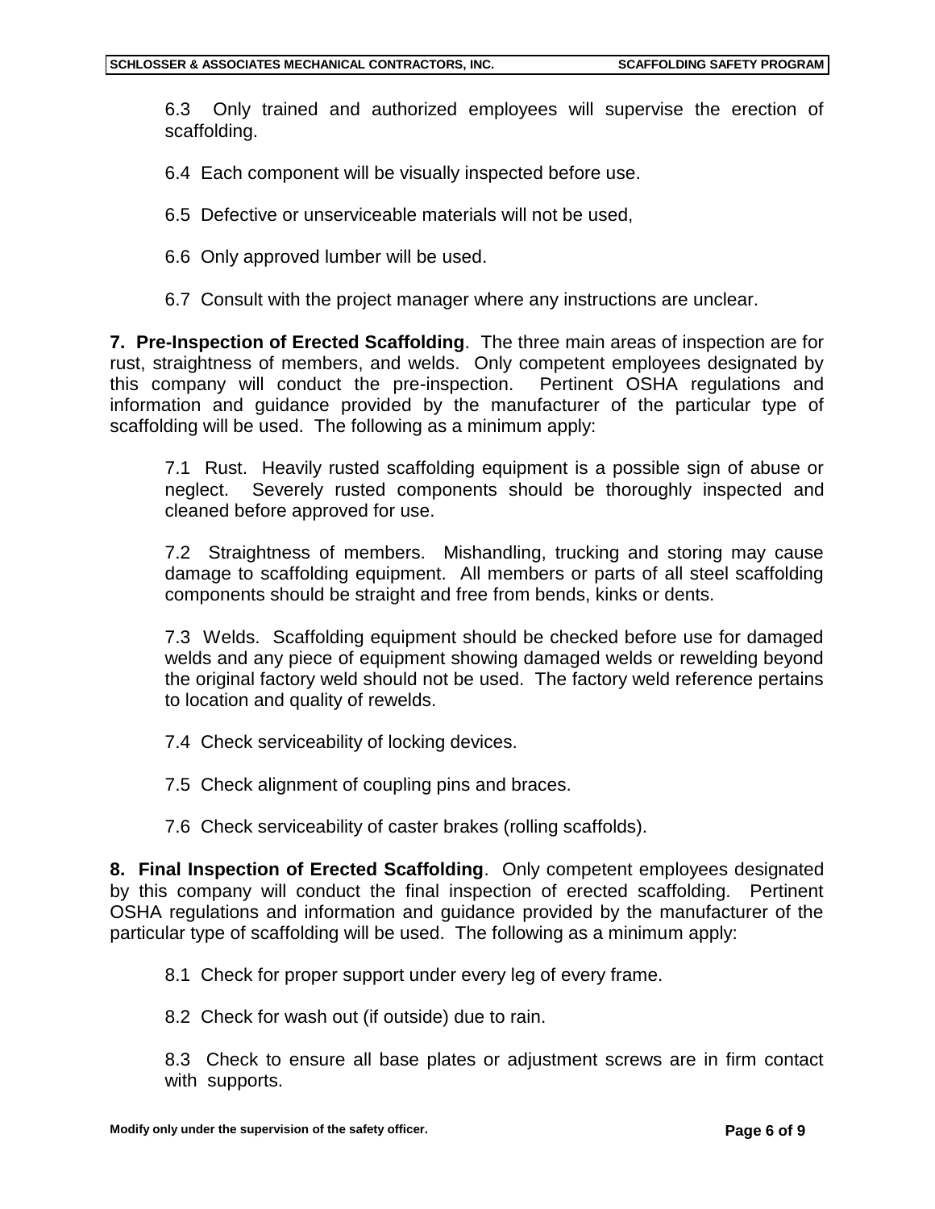6.3 Only trained and authorized employees will supervise the erection of scaffolding.

6.4 Each component will be visually inspected before use.

6.5 Defective or unserviceable materials will not be used,

6.6 Only approved lumber will be used.

6.7 Consult with the project manager where any instructions are unclear.

**7. Pre-Inspection of Erected Scaffolding**. The three main areas of inspection are for rust, straightness of members, and welds. Only competent employees designated by this company will conduct the pre-inspection. Pertinent OSHA regulations and information and guidance provided by the manufacturer of the particular type of scaffolding will be used. The following as a minimum apply:

7.1 Rust. Heavily rusted scaffolding equipment is a possible sign of abuse or neglect. Severely rusted components should be thoroughly inspected and cleaned before approved for use.

7.2 Straightness of members. Mishandling, trucking and storing may cause damage to scaffolding equipment. All members or parts of all steel scaffolding components should be straight and free from bends, kinks or dents.

7.3 Welds. Scaffolding equipment should be checked before use for damaged welds and any piece of equipment showing damaged welds or rewelding beyond the original factory weld should not be used. The factory weld reference pertains to location and quality of rewelds.

7.4 Check serviceability of locking devices.

7.5 Check alignment of coupling pins and braces.

7.6 Check serviceability of caster brakes (rolling scaffolds).

**8. Final Inspection of Erected Scaffolding**. Only competent employees designated by this company will conduct the final inspection of erected scaffolding. Pertinent OSHA regulations and information and guidance provided by the manufacturer of the particular type of scaffolding will be used. The following as a minimum apply:

8.1 Check for proper support under every leg of every frame.

8.2 Check for wash out (if outside) due to rain.

8.3 Check to ensure all base plates or adjustment screws are in firm contact with supports.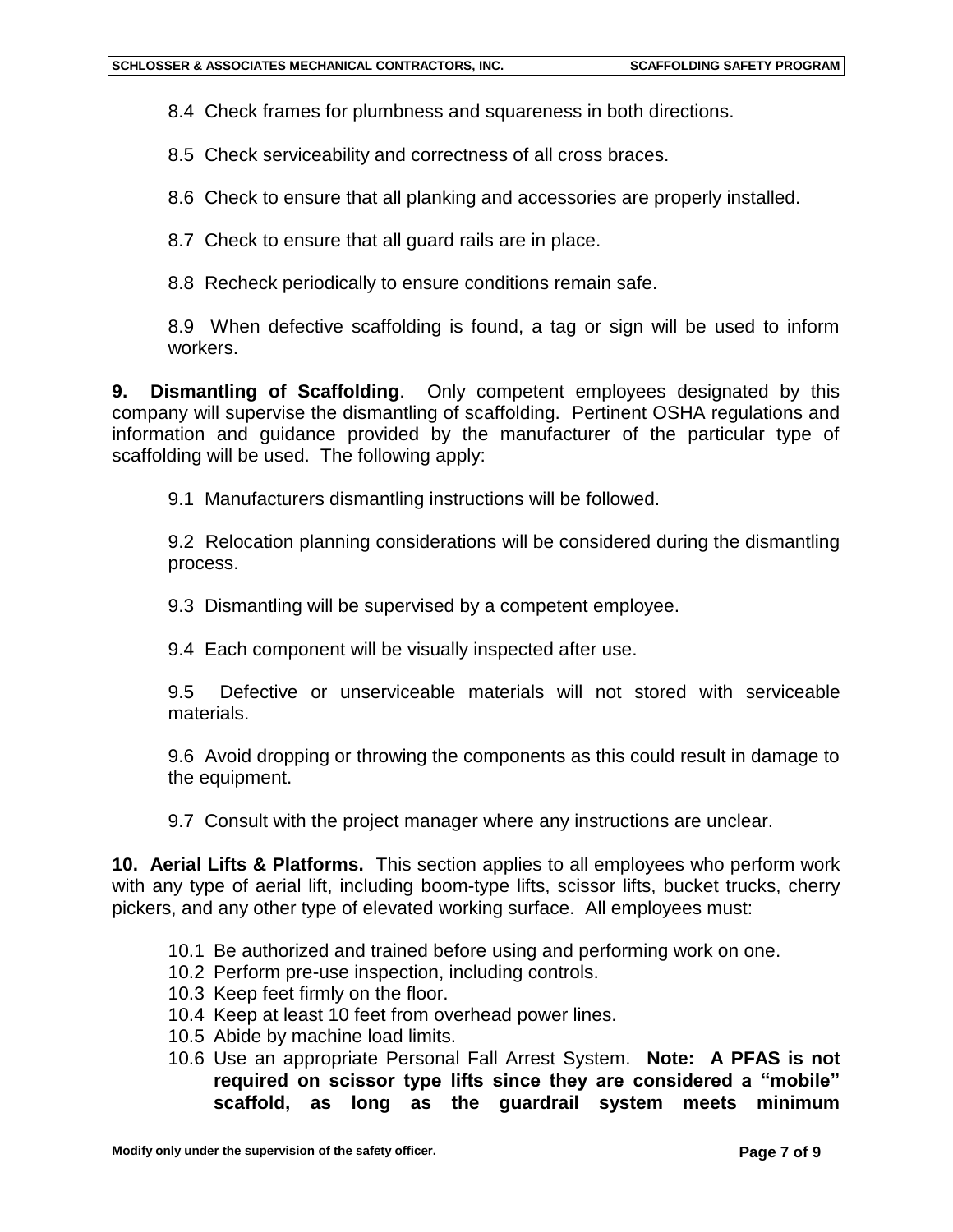8.4 Check frames for plumbness and squareness in both directions.

8.5 Check serviceability and correctness of all cross braces.

8.6 Check to ensure that all planking and accessories are properly installed.

8.7 Check to ensure that all guard rails are in place.

8.8 Recheck periodically to ensure conditions remain safe.

8.9 When defective scaffolding is found, a tag or sign will be used to inform workers.

**9. Dismantling of Scaffolding**. Only competent employees designated by this company will supervise the dismantling of scaffolding. Pertinent OSHA regulations and information and guidance provided by the manufacturer of the particular type of scaffolding will be used. The following apply:

9.1 Manufacturers dismantling instructions will be followed.

9.2 Relocation planning considerations will be considered during the dismantling process.

9.3 Dismantling will be supervised by a competent employee.

9.4 Each component will be visually inspected after use.

9.5 Defective or unserviceable materials will not stored with serviceable materials.

9.6 Avoid dropping or throwing the components as this could result in damage to the equipment.

9.7 Consult with the project manager where any instructions are unclear.

**10. Aerial Lifts & Platforms.** This section applies to all employees who perform work with any type of aerial lift, including boom-type lifts, scissor lifts, bucket trucks, cherry pickers, and any other type of elevated working surface. All employees must:

10.1 Be authorized and trained before using and performing work on one.
10.2 Perform pre-use inspection, including controls.
10.3 Keep feet firmly on the floor.
10.4 Keep at least 10 feet from overhead power lines.
10.5 Abide by machine load limits.
10.6 Use an appropriate Personal Fall Arrest System. **Note: A PFAS is not required on scissor type lifts since they are considered a "mobile" scaffold, as long as the guardrail system meets minimum**

Modify only under the supervision of the safety officer.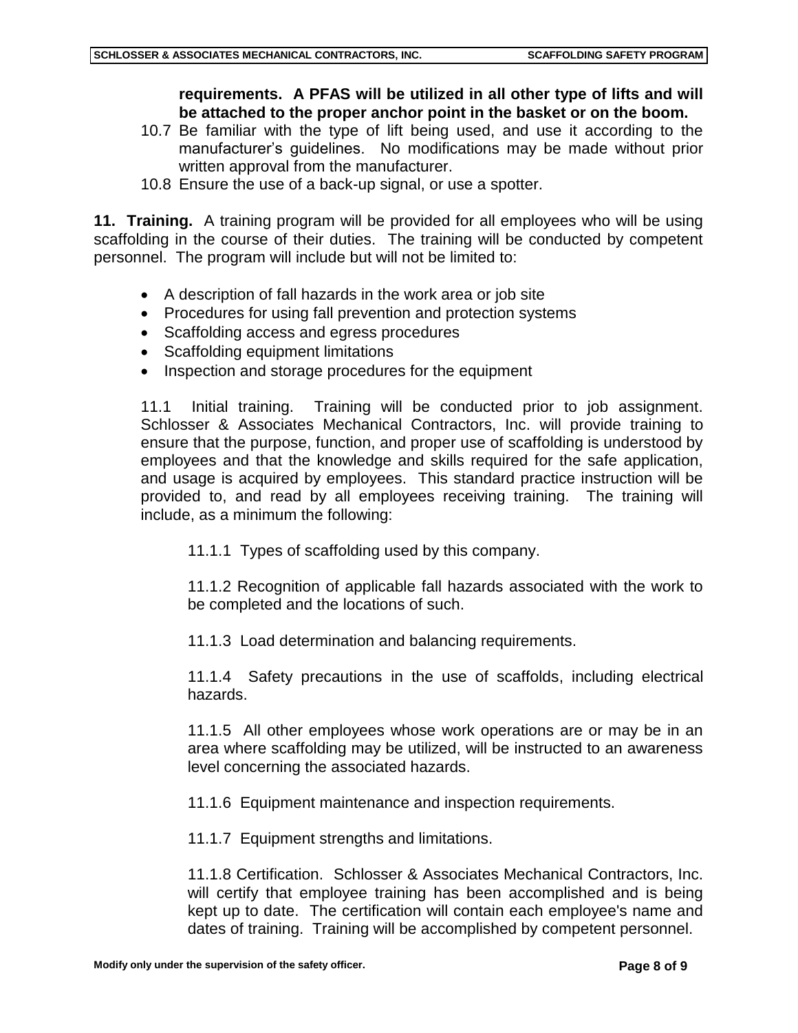**requirements. A PFAS will be utilized in all other type of lifts and will be attached to the proper anchor point in the basket or on the boom.**

10.7 Be familiar with the type of lift being used, and use it according to the manufacturer's guidelines. No modifications may be made without prior written approval from the manufacturer.

10.8 Ensure the use of a back-up signal, or use a spotter.

**11. Training.** A training program will be provided for all employees who will be using scaffolding in the course of their duties. The training will be conducted by competent personnel. The program will include but will not be limited to:

- A description of fall hazards in the work area or job site
- Procedures for using fall prevention and protection systems
- Scaffolding access and egress procedures
- Scaffolding equipment limitations
- Inspection and storage procedures for the equipment

11.1 Initial training. Training will be conducted prior to job assignment. Schlosser & Associates Mechanical Contractors, Inc. will provide training to ensure that the purpose, function, and proper use of scaffolding is understood by employees and that the knowledge and skills required for the safe application, and usage is acquired by employees. This standard practice instruction will be provided to, and read by all employees receiving training. The training will include, as a minimum the following:

11.1.1 Types of scaffolding used by this company.

11.1.2 Recognition of applicable fall hazards associated with the work to be completed and the locations of such.

11.1.3 Load determination and balancing requirements.

11.1.4 Safety precautions in the use of scaffolds, including electrical hazards.

11.1.5 All other employees whose work operations are or may be in an area where scaffolding may be utilized, will be instructed to an awareness level concerning the associated hazards.

11.1.6 Equipment maintenance and inspection requirements.

11.1.7 Equipment strengths and limitations.

11.1.8 Certification. Schlosser & Associates Mechanical Contractors, Inc. will certify that employee training has been accomplished and is being kept up to date. The certification will contain each employee's name and dates of training. Training will be accomplished by competent personnel.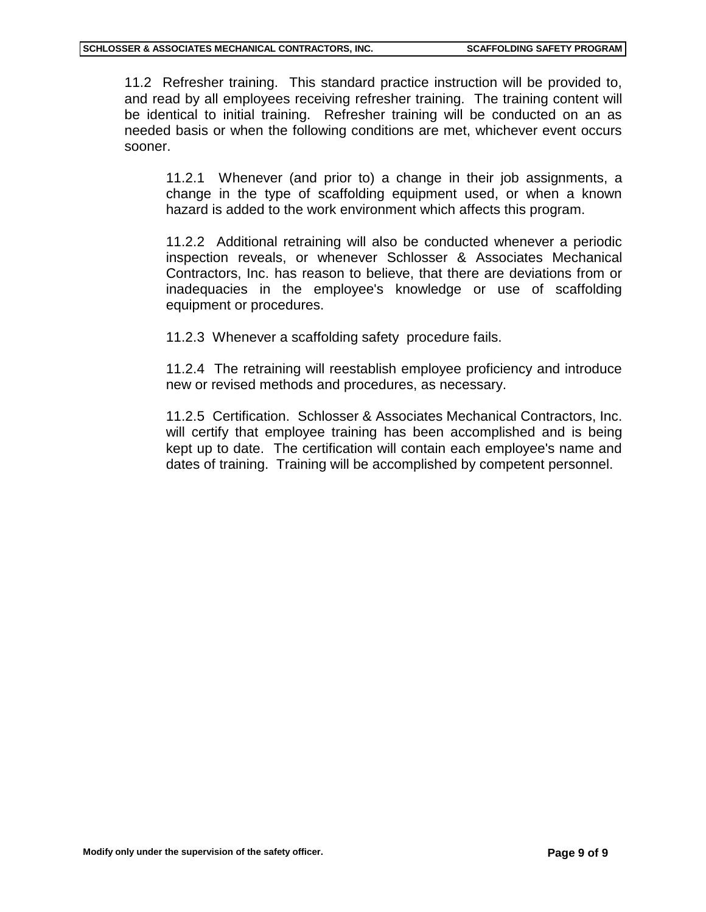11.2 Refresher training. This standard practice instruction will be provided to, and read by all employees receiving refresher training. The training content will be identical to initial training. Refresher training will be conducted on an as needed basis or when the following conditions are met, whichever event occurs sooner.

11.2.1 Whenever (and prior to) a change in their job assignments, a change in the type of scaffolding equipment used, or when a known hazard is added to the work environment which affects this program.

11.2.2 Additional retraining will also be conducted whenever a periodic inspection reveals, or whenever Schlosser & Associates Mechanical Contractors, Inc. has reason to believe, that there are deviations from or inadequacies in the employee's knowledge or use of scaffolding equipment or procedures.

11.2.3 Whenever a scaffolding safety procedure fails.

11.2.4 The retraining will reestablish employee proficiency and introduce new or revised methods and procedures, as necessary.

11.2.5 Certification. Schlosser & Associates Mechanical Contractors, Inc. will certify that employee training has been accomplished and is being kept up to date. The certification will contain each employee's name and dates of training. Training will be accomplished by competent personnel.